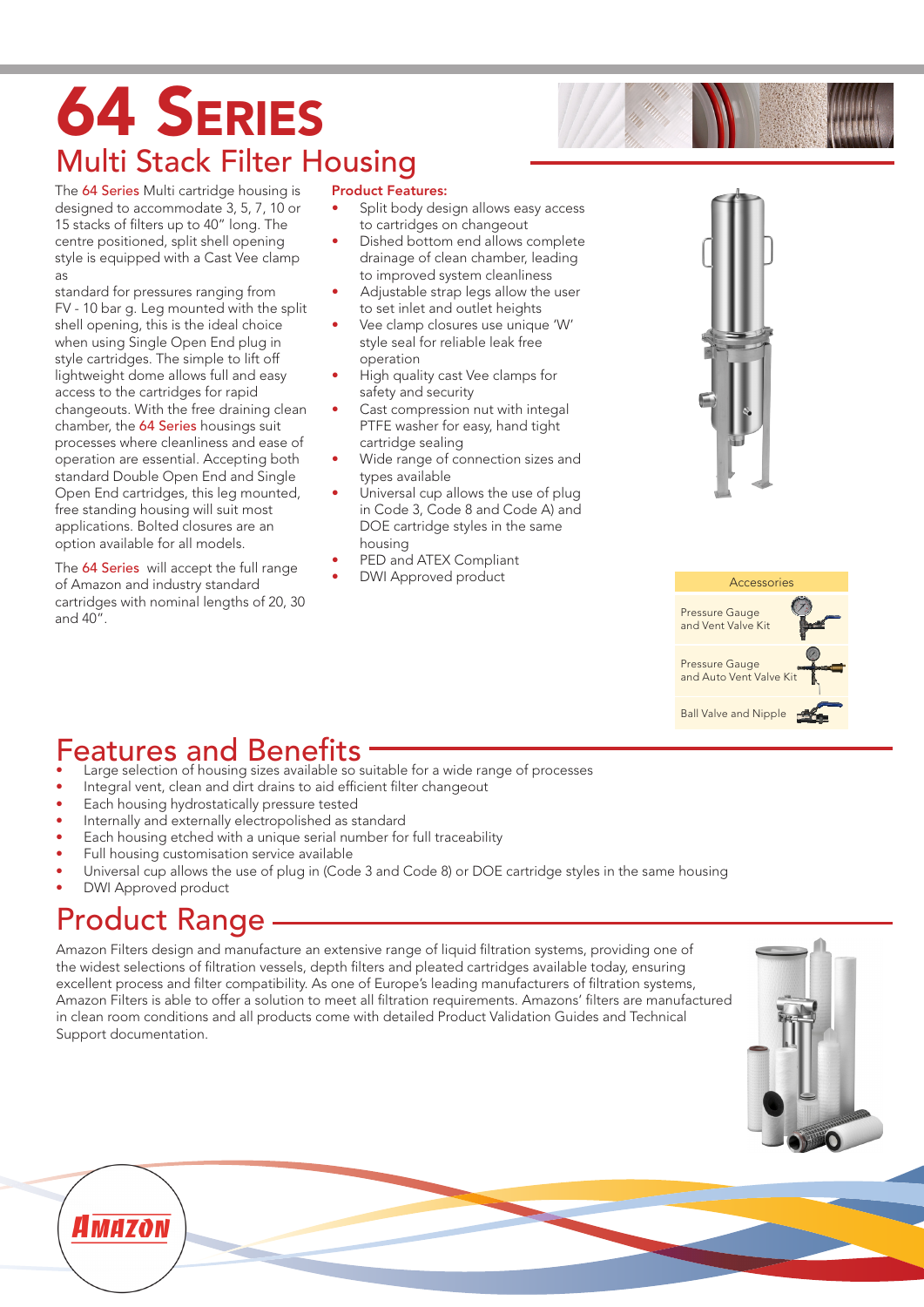# 64 Series

## Multi Stack Filter Housing

The 64 Series Multi cartridge housing is designed to accommodate 3, 5, 7, 10 or 15 stacks of filters up to 40" long. The centre positioned, split shell opening style is equipped with a Cast Vee clamp as

standard for pressures ranging from FV - 10 bar g. Leg mounted with the split shell opening, this is the ideal choice when using Single Open End plug in style cartridges. The simple to lift off lightweight dome allows full and easy access to the cartridges for rapid changeouts. With the free draining clean chamber, the 64 Series housings suit processes where cleanliness and ease of operation are essential. Accepting both standard Double Open End and Single Open End cartridges, this leg mounted, free standing housing will suit most applications. Bolted closures are an option available for all models.

The 64 Series will accept the full range of Amazon and industry standard cartridges with nominal lengths of 20, 30 and 40".

**Product Features:**

- Split body design allows easy access to cartridges on changeout
- Dished bottom end allows complete drainage of clean chamber, leading to improved system cleanliness
- Adjustable strap legs allow the user to set inlet and outlet heights
- Vee clamp closures use unique 'W' style seal for reliable leak free operation
- High quality cast Vee clamps for safety and security
- Cast compression nut with integal PTFE washer for easy, hand tight cartridge sealing
- Wide range of connection sizes and types available
- Universal cup allows the use of plug in Code 3, Code 8 and Code A) and DOE cartridge styles in the same housing
- PED and ATEX Compliant
- DWI Approved product

| Accessories |
|---|
| Pressure Gauge and Vent Valve Kit |
| Pressure Gauge and Auto Vent Valve Kit |
| Ball Valve and Nipple |

## Features and Benefits

- Large selection of housing sizes available so suitable for a wide range of processes
- Integral vent, clean and dirt drains to aid efficient filter changeout
- Each housing hydrostatically pressure tested
- Internally and externally electropolished as standard
- Each housing etched with a unique serial number for full traceability
- Full housing customisation service available
- Universal cup allows the use of plug in (Code 3 and Code 8) or DOE cartridge styles in the same housing
- DWI Approved product

## Product Range

Amazon Filters design and manufacture an extensive range of liquid filtration systems, providing one of the widest selections of filtration vessels, depth filters and pleated cartridges available today, ensuring excellent process and filter compatibility. As one of Europe's leading manufacturers of filtration systems, Amazon Filters is able to offer a solution to meet all filtration requirements. Amazons' filters are manufactured in clean room conditions and all products come with detailed Product Validation Guides and Technical Support documentation.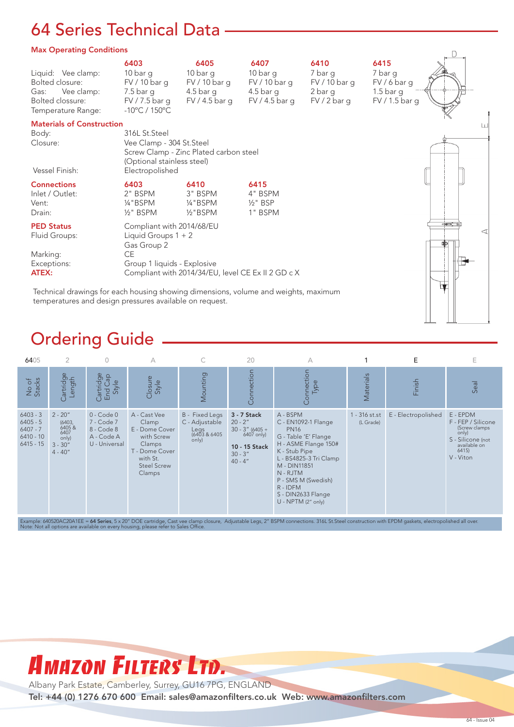# 64 Series Technical Data

### Max Operating Conditions

| | 6403 | 6405 | 6407 | 6410 | 6415 |
|---|---|---|---|---|---|
| Liquid: Vee clamp: | 10 bar g | 10 bar g | 10 bar g | 7 bar g | 7 bar g |
| Bolted closure: | FV / 10 bar g | FV / 10 bar g | FV / 10 bar g | FV / 10 bar g | FV / 6 bar g |
| Gas: Vee clamp: | 7.5 bar g | 4.5 bar g | 4.5 bar g | 2 bar g | 1.5 bar g |
| Bolted clossure: | FV / 7.5 bar g | FV / 4.5 bar g | FV / 4.5 bar g | FV / 2 bar g | FV / 1.5 bar g |
| Temperature Range: | -10ºC / 150ºC | | | | |

### Materials of Construction

| | |
|---|---|
| Body: | 316L St.Steel |
| Closure: | Vee Clamp - 304 St.Steel<br>Screw Clamp - Zinc Plated carbon steel<br>(Optional stainless steel) |
| Vessel Finish: | Electropolished |

### Connections

| | 6403 | 6410 | 6415 |
|---|---|---|---|
| Inlet / Outlet: | 2" BSPM | 3" BSPM | 4" BSPM |
| Vent: | ¼"BSPM | ¼"BSPM | ½" BSP |
| Drain: | ½" BSPM | ½"BSPM | 1" BSPM |

### PED Status

| | |
|---|---|
| | Compliant with 2014/68/EU |
| Fluid Groups: | Liquid Groups 1 + 2<br>Gas Group 2 |
| Marking: | CE |
| Exceptions: | Group 1 liquids - Explosive |
| **ATEX:** | Compliant with 2014/34/EU, level CE Ex II 2 GD c X |

Technical drawings for each housing showing dimensions, volume and weights, maximum temperatures and design pressures available on request.

D

E

A

# Ordering Guide

| 6405 | 2 | 0 | A | C | 20 | A | 1 | E | E |
|---|---|---|---|---|---|---|---|---|---|
| No of Stacks | Cartridge Length | Cartridge End Cap Style | Closure Style | Mounting | Connection | Connection Type | Materials | Finish | Seal |
| 6403 - 3<br>6405 - 5<br>6407 - 7<br>6410 - 10<br>6415 - 15 | 2 - 20" (6403, 6405 & 6407 only)<br>3 - 30"<br>4 - 40" | 0 - Code 0<br>7 - Code 7<br>8 - Code 8<br>A - Code A<br>U - Universal | A - Cast Vee Clamp<br>E - Dome Cover with Screw Clamps<br>T - Dome Cover with St. Steel Screw Clamps | B - Fixed Legs<br>C - Adjustable Legs (6403 & 6405 only) | **3 - 7 Stack**<br>20 - 2"<br>30 - 3" (6405 + 6407 only)<br>**10 - 15 Stack**<br>30 - 3"<br>40 - 4" | A - BSPM<br>C - EN1092-1 Flange PN16<br>G - Table 'E' Flange<br>H - ASME Flange 150#<br>K - Stub Pipe<br>L - BS4825-3 Tri Clamp<br>M - DIN11851<br>N - RJTM<br>P - SMS M (Swedish)<br>R - IDFM<br>S - DIN2633 Flange<br>U - NPTM (2" only) | 1 - 316 st.st (L Grade) | E - Electropolished | E - EPDM<br>F - FEP / Silicone (Screw clamps only)<br>S - Silicone (not available on 6415)<br>V - Viton |

Example: 640520AC20A1EE = **64 Series**, 5 x 20" DOE cartridge, Cast vee clamp closure, Adjustable Legs, 2" BSPM connections. 316L St.Steel construction with EPDM gaskets, electropolished all over.
Note: Not all options are available on every housing, please refer to Sales Office.

**AMAZON FILTERS LTD.**

Albany Park Estate, Camberley, Surrey, GU16 7PG, ENGLAND

**Tel: +44 (0) 1276 670 600 Email: sales@amazonfilters.co.uk Web: www.amazonfilters.com**

64 - Issue 04